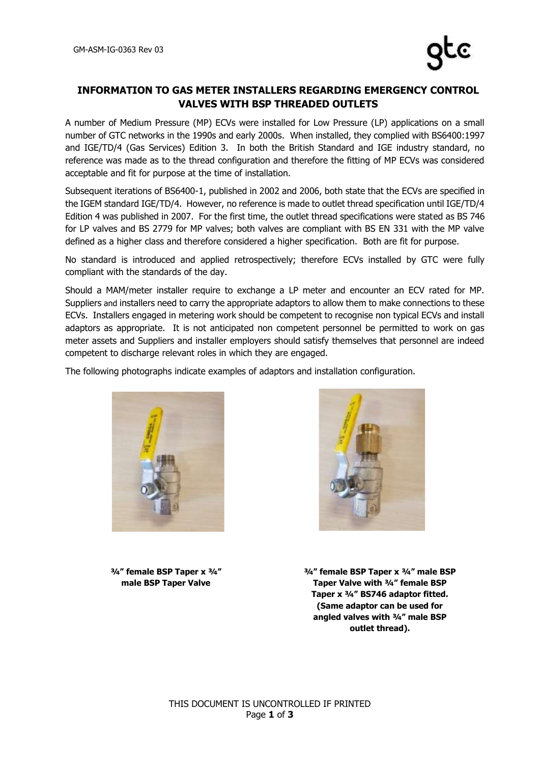## INFORMATION TO GAS METER INSTALLERS REGARDING EMERGENCY CONTROL VALVES WITH BSP THREADED OUTLETS

A number of Medium Pressure (MP) ECVs were installed for Low Pressure (LP) applications on a small number of GTC networks in the 1990s and early 2000s. When installed, they complied with BS6400:1997 and IGE/TD/4 (Gas Services) Edition 3. In both the British Standard and IGE industry standard, no reference was made as to the thread configuration and therefore the fitting of MP ECVs was considered acceptable and fit for purpose at the time of installation.

Subsequent iterations of BS6400-1, published in 2002 and 2006, both state that the ECVs are specified in the IGEM standard IGE/TD/4. However, no reference is made to outlet thread specification until IGE/TD/4 Edition 4 was published in 2007. For the first time, the outlet thread specifications were stated as BS 746 for LP valves and BS 2779 for MP valves; both valves are compliant with BS EN 331 with the MP valve defined as a higher class and therefore considered a higher specification. Both are fit for purpose.

No standard is introduced and applied retrospectively; therefore ECVs installed by GTC were fully compliant with the standards of the day.

Should a MAM/meter installer require to exchange a LP meter and encounter an ECV rated for MP. Suppliers and installers need to carry the appropriate adaptors to allow them to make connections to these ECVs. Installers engaged in metering work should be competent to recognise non typical ECVs and install adaptors as appropriate. It is not anticipated non competent personnel be permitted to work on gas meter assets and Suppliers and installer employers should satisfy themselves that personnel are indeed competent to discharge relevant roles in which they are engaged.

The following photographs indicate examples of adaptors and installation configuration.

**¾" female BSP Taper x ¾" male BSP Taper Valve**

**¾" female BSP Taper x ¾" male BSP Taper Valve with ¾" female BSP Taper x ¾" BS746 adaptor fitted. (Same adaptor can be used for angled valves with ¾" male BSP outlet thread).**

THIS DOCUMENT IS UNCONTROLLED IF PRINTED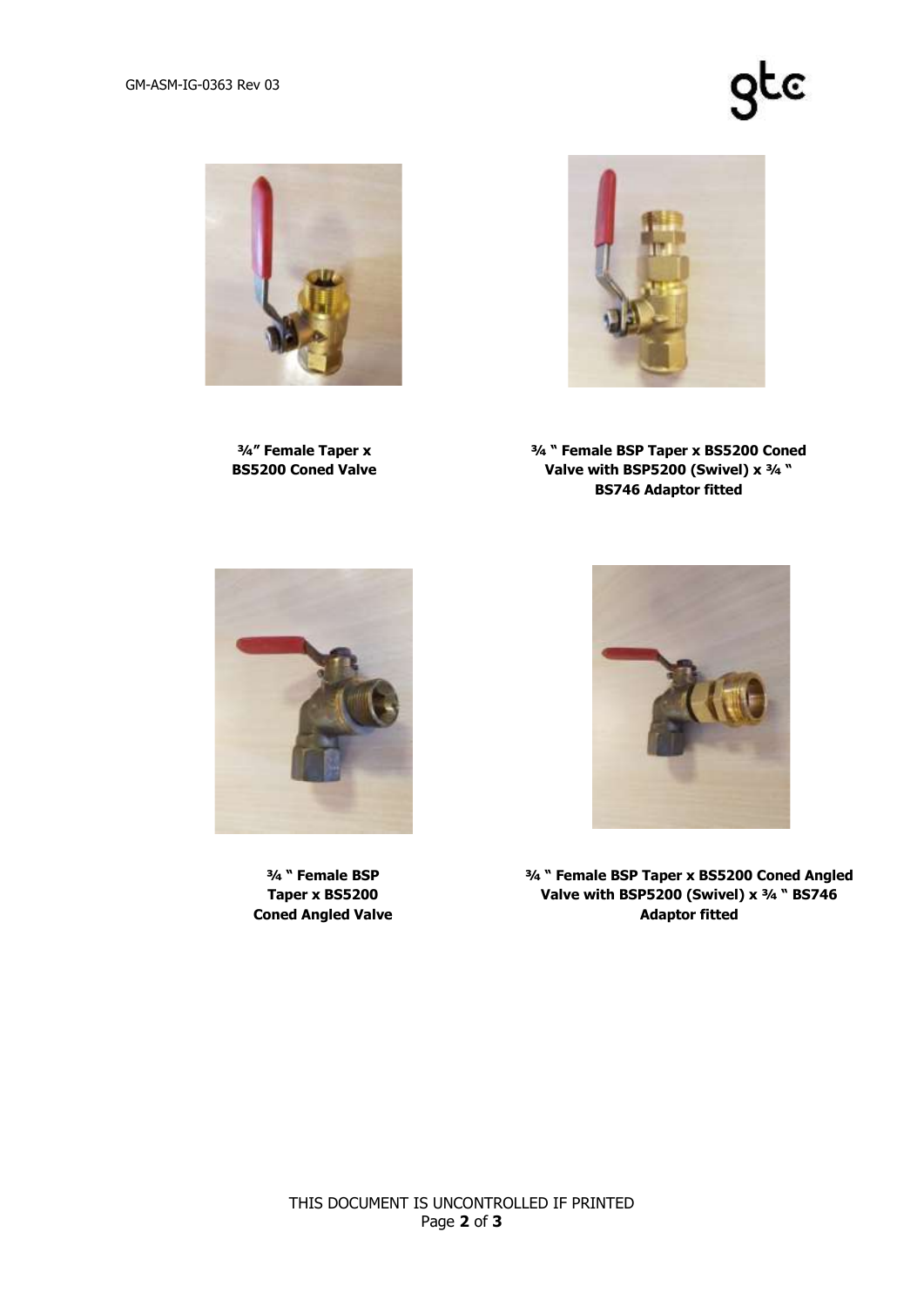**¾" Female Taper x BS5200 Coned Valve**

**¾ " Female BSP Taper x BS5200 Coned Valve with BSP5200 (Swivel) x ¾ " BS746 Adaptor fitted**

**¾ " Female BSP Taper x BS5200 Coned Angled Valve**

**¾ " Female BSP Taper x BS5200 Coned Angled Valve with BSP5200 (Swivel) x ¾ " BS746 Adaptor fitted**

THIS DOCUMENT IS UNCONTROLLED IF PRINTED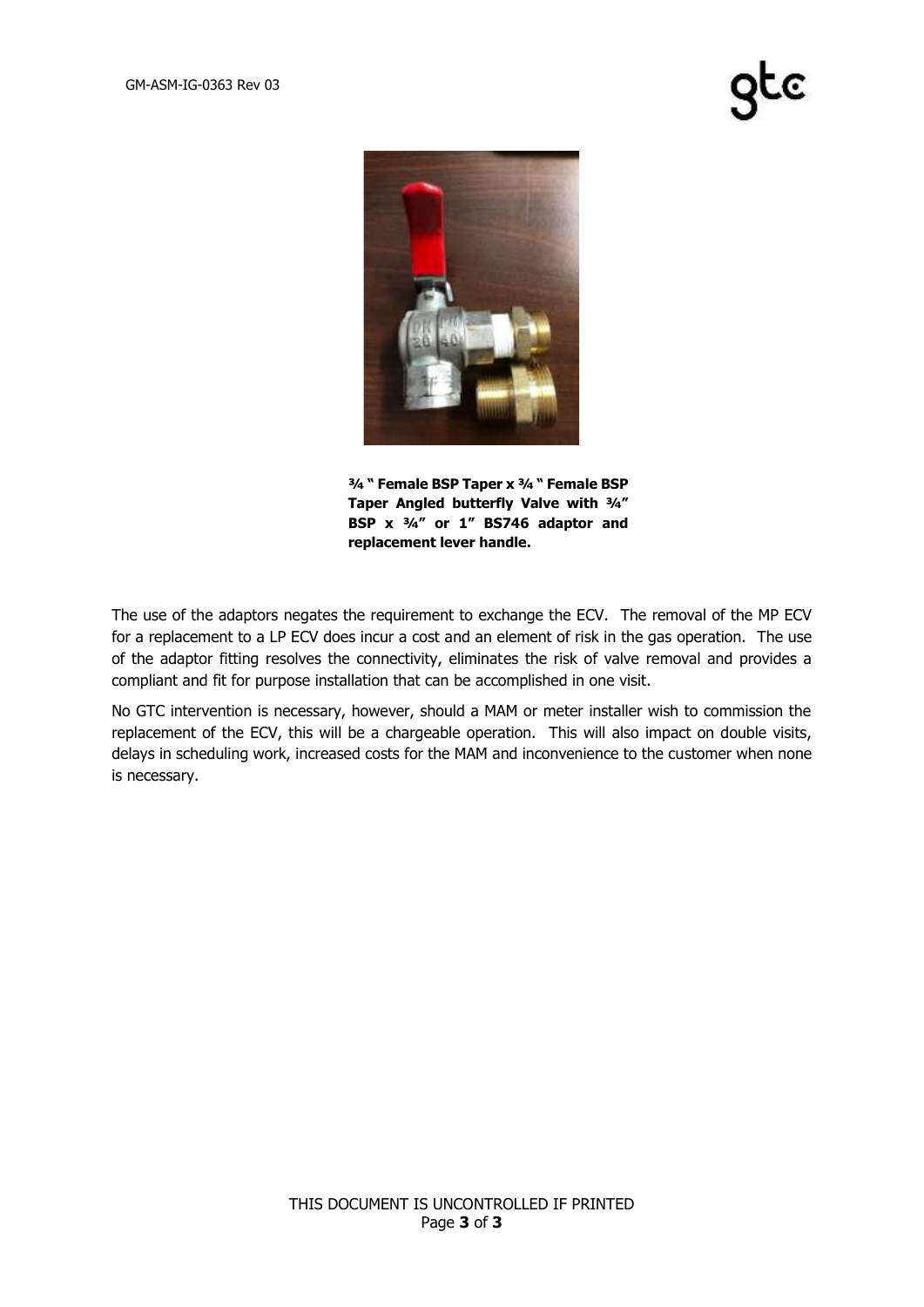**¾ " Female BSP Taper x ¾ " Female BSP Taper Angled butterfly Valve with ¾" BSP x ¾" or 1" BS746 adaptor and replacement lever handle.**

The use of the adaptors negates the requirement to exchange the ECV. The removal of the MP ECV for a replacement to a LP ECV does incur a cost and an element of risk in the gas operation. The use of the adaptor fitting resolves the connectivity, eliminates the risk of valve removal and provides a compliant and fit for purpose installation that can be accomplished in one visit.

No GTC intervention is necessary, however, should a MAM or meter installer wish to commission the replacement of the ECV, this will be a chargeable operation. This will also impact on double visits, delays in scheduling work, increased costs for the MAM and inconvenience to the customer when none is necessary.

THIS DOCUMENT IS UNCONTROLLED IF PRINTED